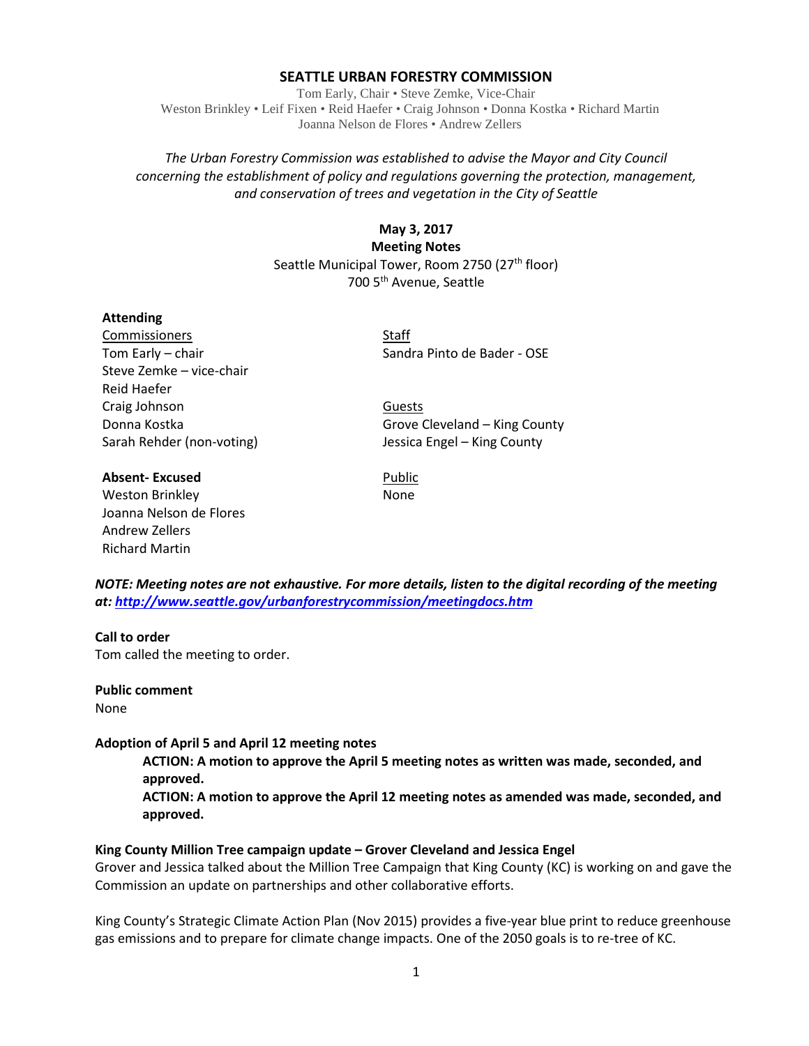# SEATTLE URBAN FORESTRY COMMISSION

Tom Early, Chair • Steve Zemke, Vice-Chair
Weston Brinkley • Leif Fixen • Reid Haefer • Craig Johnson • Donna Kostka • Richard Martin
Joanna Nelson de Flores • Andrew Zellers

*The Urban Forestry Commission was established to advise the Mayor and City Council concerning the establishment of policy and regulations governing the protection, management, and conservation of trees and vegetation in the City of Seattle*

**May 3, 2017**
**Meeting Notes**
Seattle Municipal Tower, Room 2750 (27th floor)
700 5th Avenue, Seattle

**Attending**

Commissioners
Tom Early – chair
Steve Zemke – vice-chair
Reid Haefer
Craig Johnson
Donna Kostka
Sarah Rehder (non-voting)

Staff
Sandra Pinto de Bader - OSE

Guests
Grove Cleveland – King County
Jessica Engel – King County

**Absent- Excused**
Weston Brinkley
Joanna Nelson de Flores
Andrew Zellers
Richard Martin

Public
None

***NOTE: Meeting notes are not exhaustive. For more details, listen to the digital recording of the meeting at: http://www.seattle.gov/urbanforestrycommission/meetingdocs.htm***

**Call to order**
Tom called the meeting to order.

**Public comment**
None

**Adoption of April 5 and April 12 meeting notes**

**ACTION: A motion to approve the April 5 meeting notes as written was made, seconded, and approved.**

**ACTION: A motion to approve the April 12 meeting notes as amended was made, seconded, and approved.**

**King County Million Tree campaign update – Grover Cleveland and Jessica Engel**
Grover and Jessica talked about the Million Tree Campaign that King County (KC) is working on and gave the Commission an update on partnerships and other collaborative efforts.

King County's Strategic Climate Action Plan (Nov 2015) provides a five-year blue print to reduce greenhouse gas emissions and to prepare for climate change impacts. One of the 2050 goals is to re-tree of KC.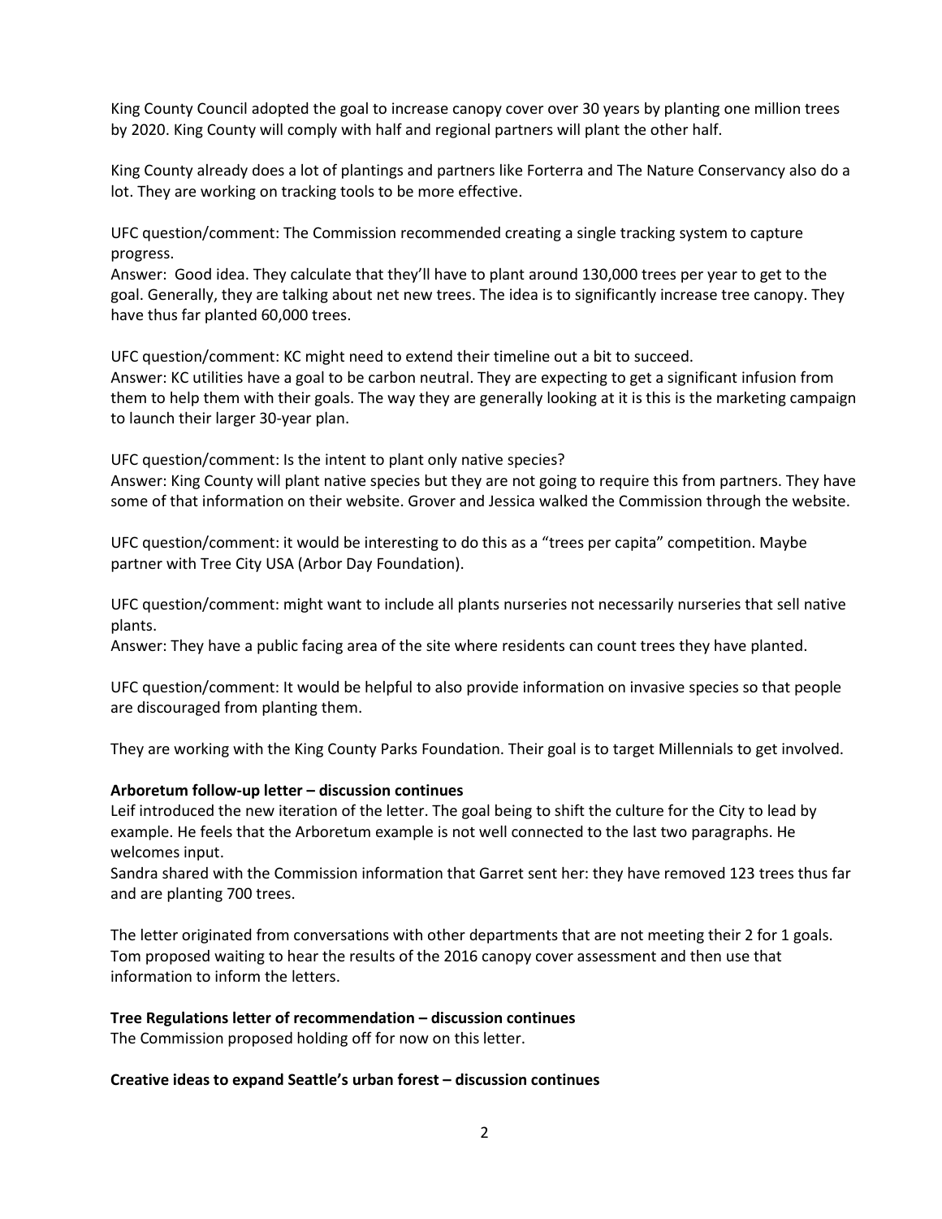King County Council adopted the goal to increase canopy cover over 30 years by planting one million trees by 2020. King County will comply with half and regional partners will plant the other half.

King County already does a lot of plantings and partners like Forterra and The Nature Conservancy also do a lot. They are working on tracking tools to be more effective.

UFC question/comment: The Commission recommended creating a single tracking system to capture progress.
Answer: Good idea. They calculate that they'll have to plant around 130,000 trees per year to get to the goal. Generally, they are talking about net new trees. The idea is to significantly increase tree canopy. They have thus far planted 60,000 trees.

UFC question/comment: KC might need to extend their timeline out a bit to succeed.
Answer: KC utilities have a goal to be carbon neutral. They are expecting to get a significant infusion from them to help them with their goals. The way they are generally looking at it is this is the marketing campaign to launch their larger 30-year plan.

UFC question/comment: Is the intent to plant only native species?
Answer: King County will plant native species but they are not going to require this from partners. They have some of that information on their website. Grover and Jessica walked the Commission through the website.

UFC question/comment: it would be interesting to do this as a "trees per capita" competition. Maybe partner with Tree City USA (Arbor Day Foundation).

UFC question/comment: might want to include all plants nurseries not necessarily nurseries that sell native plants.
Answer: They have a public facing area of the site where residents can count trees they have planted.

UFC question/comment: It would be helpful to also provide information on invasive species so that people are discouraged from planting them.

They are working with the King County Parks Foundation. Their goal is to target Millennials to get involved.

**Arboretum follow-up letter – discussion continues**
Leif introduced the new iteration of the letter. The goal being to shift the culture for the City to lead by example. He feels that the Arboretum example is not well connected to the last two paragraphs. He welcomes input.
Sandra shared with the Commission information that Garret sent her: they have removed 123 trees thus far and are planting 700 trees.

The letter originated from conversations with other departments that are not meeting their 2 for 1 goals. Tom proposed waiting to hear the results of the 2016 canopy cover assessment and then use that information to inform the letters.

**Tree Regulations letter of recommendation – discussion continues**
The Commission proposed holding off for now on this letter.

**Creative ideas to expand Seattle's urban forest – discussion continues**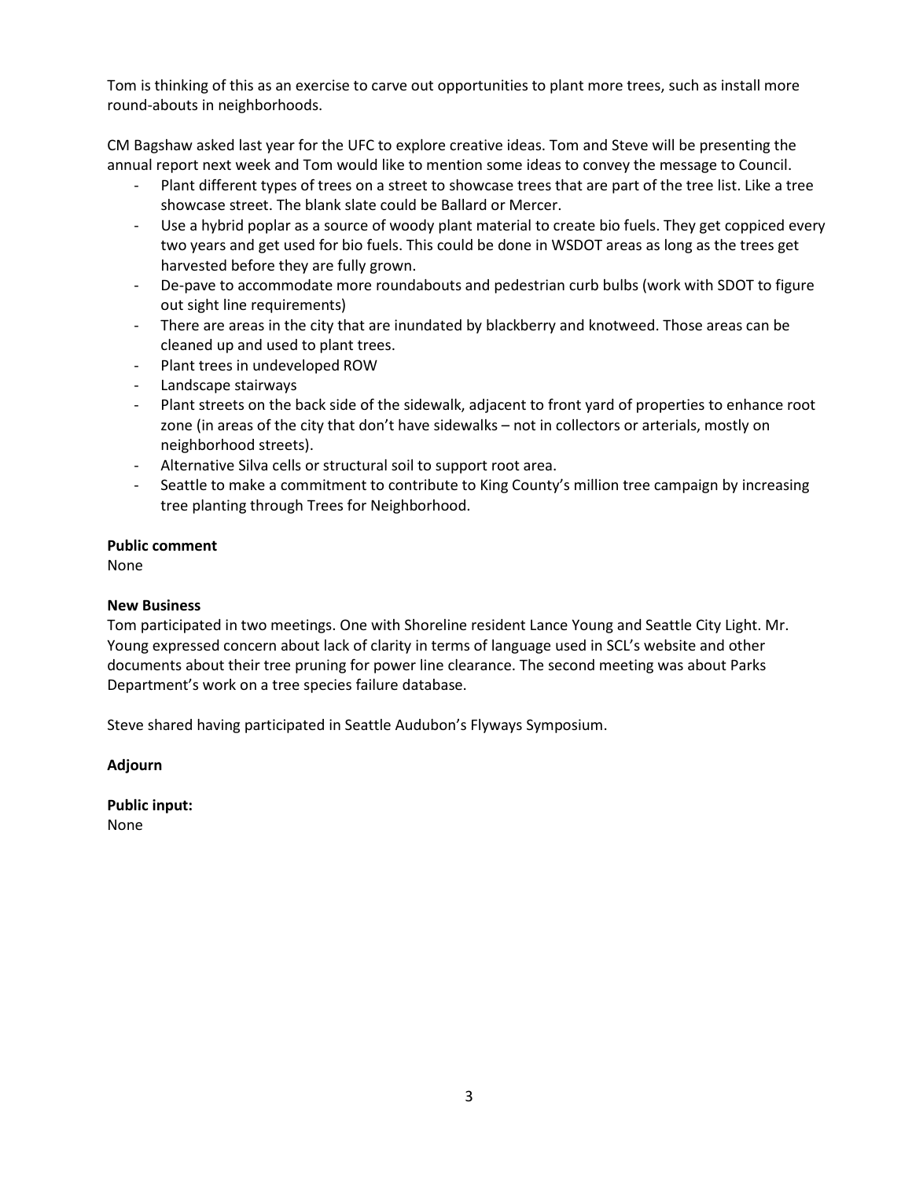Tom is thinking of this as an exercise to carve out opportunities to plant more trees, such as install more round-abouts in neighborhoods.

CM Bagshaw asked last year for the UFC to explore creative ideas. Tom and Steve will be presenting the annual report next week and Tom would like to mention some ideas to convey the message to Council.

- Plant different types of trees on a street to showcase trees that are part of the tree list. Like a tree showcase street. The blank slate could be Ballard or Mercer.
- Use a hybrid poplar as a source of woody plant material to create bio fuels. They get coppiced every two years and get used for bio fuels. This could be done in WSDOT areas as long as the trees get harvested before they are fully grown.
- De-pave to accommodate more roundabouts and pedestrian curb bulbs (work with SDOT to figure out sight line requirements)
- There are areas in the city that are inundated by blackberry and knotweed. Those areas can be cleaned up and used to plant trees.
- Plant trees in undeveloped ROW
- Landscape stairways
- Plant streets on the back side of the sidewalk, adjacent to front yard of properties to enhance root zone (in areas of the city that don't have sidewalks – not in collectors or arterials, mostly on neighborhood streets).
- Alternative Silva cells or structural soil to support root area.
- Seattle to make a commitment to contribute to King County's million tree campaign by increasing tree planting through Trees for Neighborhood.

**Public comment**

None

**New Business**

Tom participated in two meetings. One with Shoreline resident Lance Young and Seattle City Light. Mr. Young expressed concern about lack of clarity in terms of language used in SCL's website and other documents about their tree pruning for power line clearance. The second meeting was about Parks Department's work on a tree species failure database.

Steve shared having participated in Seattle Audubon's Flyways Symposium.

**Adjourn**

**Public input:**

None